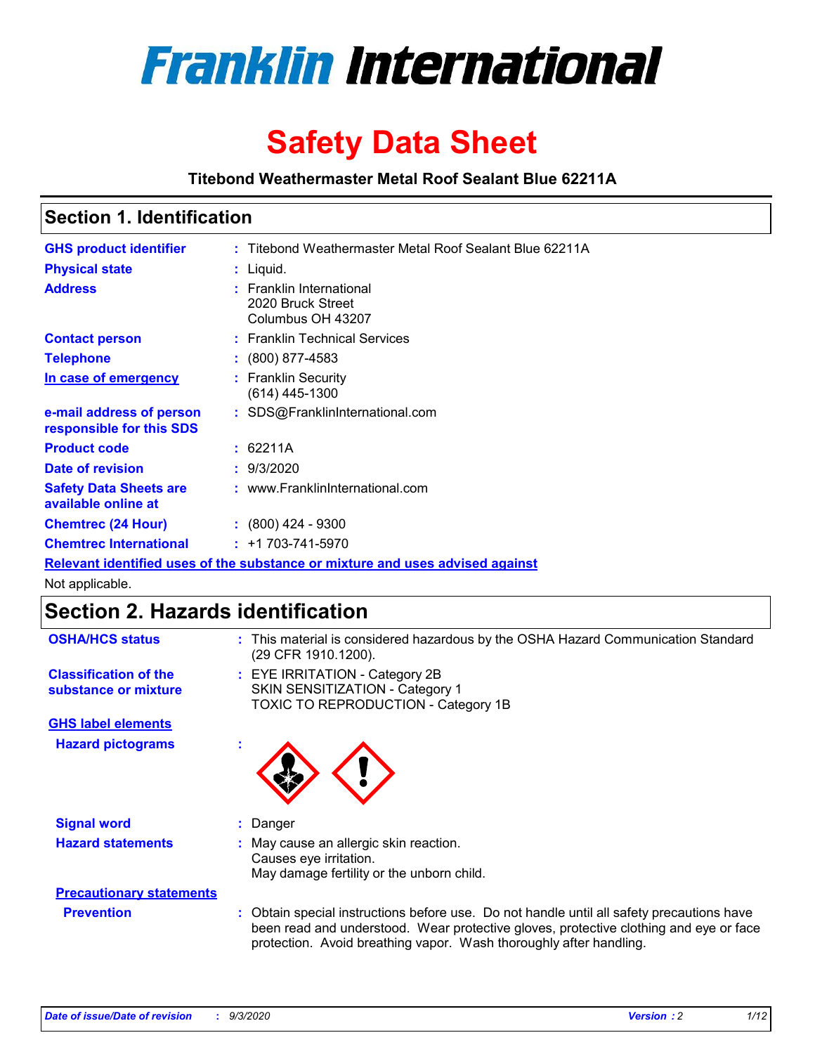# Franklin International

# Safety Data Sheet

**Titebond Weathermaster Metal Roof Sealant Blue 62211A**

## Section 1. Identification

| | | |
|---|---|---|
| **GHS product identifier** | : | Titebond Weathermaster Metal Roof Sealant Blue 62211A |
| **Physical state** | : | Liquid. |
| **Address** | : | Franklin International<br>2020 Bruck Street<br>Columbus OH 43207 |
| **Contact person** | : | Franklin Technical Services |
| **Telephone** | : | (800) 877-4583 |
| **In case of emergency** | : | Franklin Security<br>(614) 445-1300 |
| **e-mail address of person responsible for this SDS** | : | SDS@FranklinInternational.com |
| **Product code** | : | 62211A |
| **Date of revision** | : | 9/3/2020 |
| **Safety Data Sheets are available online at** | : | www.FranklinInternational.com |
| **Chemtrec (24 Hour)** | : | (800) 424 - 9300 |
| **Chemtrec International** | : | +1 703-741-5970 |

**Relevant identified uses of the substance or mixture and uses advised against**

Not applicable.

## Section 2. Hazards identification

| | | |
|---|---|---|
| **OSHA/HCS status** | : | This material is considered hazardous by the OSHA Hazard Communication Standard (29 CFR 1910.1200). |
| **Classification of the substance or mixture** | : | EYE IRRITATION - Category 2B<br>SKIN SENSITIZATION - Category 1<br>TOXIC TO REPRODUCTION - Category 1B |

**GHS label elements**

| | | |
|---|---|---|
| **Hazard pictograms** | : | |
| **Signal word** | : | Danger |
| **Hazard statements** | : | May cause an allergic skin reaction.<br>Causes eye irritation.<br>May damage fertility or the unborn child. |

**Precautionary statements**

| | | |
|---|---|---|
| **Prevention** | : | Obtain special instructions before use. Do not handle until all safety precautions have been read and understood. Wear protective gloves, protective clothing and eye or face protection. Avoid breathing vapor. Wash thoroughly after handling. |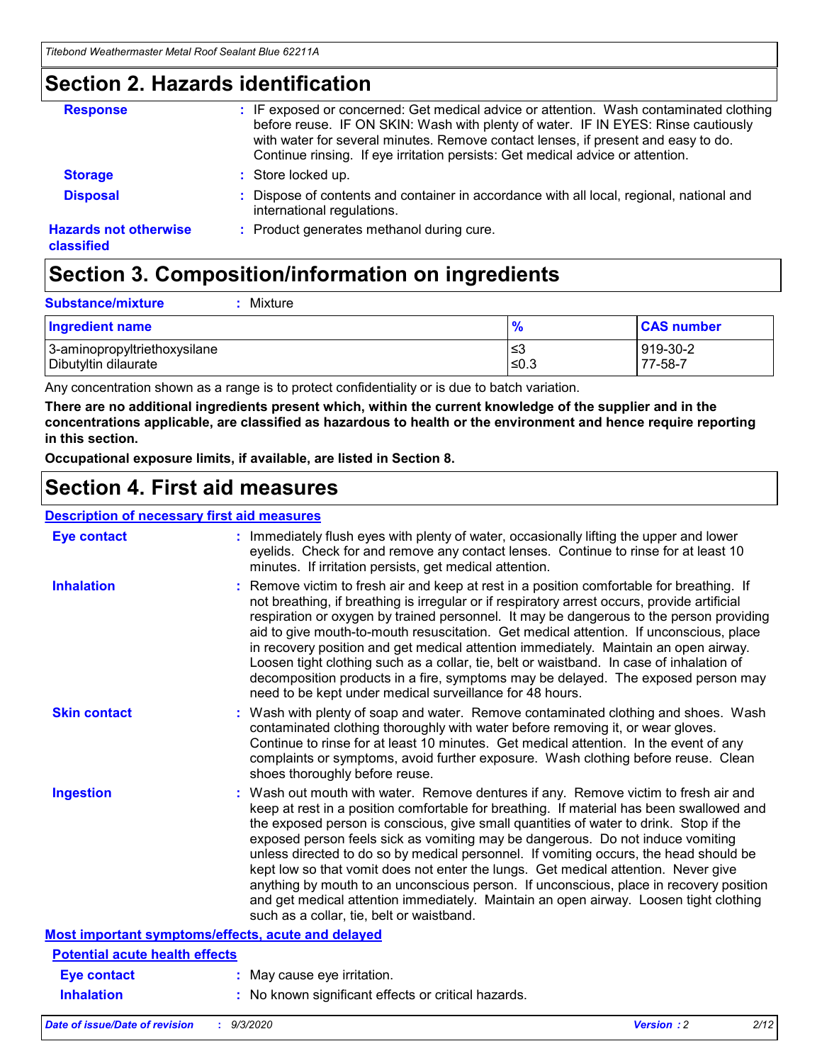## Section 2. Hazards identification

**Response** : IF exposed or concerned: Get medical advice or attention. Wash contaminated clothing before reuse. IF ON SKIN: Wash with plenty of water. IF IN EYES: Rinse cautiously with water for several minutes. Remove contact lenses, if present and easy to do. Continue rinsing. If eye irritation persists: Get medical advice or attention.

**Storage** : Store locked up.

**Disposal** : Dispose of contents and container in accordance with all local, regional, national and international regulations.

**Hazards not otherwise classified** : Product generates methanol during cure.

## Section 3. Composition/information on ingredients

**Substance/mixture** : Mixture

| Ingredient name | % | CAS number |
|---|---|---|
| 3-aminopropyltriethoxysilane | ≤3 | 919-30-2 |
| Dibutyltin dilaurate | ≤0.3 | 77-58-7 |

Any concentration shown as a range is to protect confidentiality or is due to batch variation.

**There are no additional ingredients present which, within the current knowledge of the supplier and in the concentrations applicable, are classified as hazardous to health or the environment and hence require reporting in this section.**

**Occupational exposure limits, if available, are listed in Section 8.**

## Section 4. First aid measures

### Description of necessary first aid measures

**Eye contact** : Immediately flush eyes with plenty of water, occasionally lifting the upper and lower eyelids. Check for and remove any contact lenses. Continue to rinse for at least 10 minutes. If irritation persists, get medical attention.

**Inhalation** : Remove victim to fresh air and keep at rest in a position comfortable for breathing. If not breathing, if breathing is irregular or if respiratory arrest occurs, provide artificial respiration or oxygen by trained personnel. It may be dangerous to the person providing aid to give mouth-to-mouth resuscitation. Get medical attention. If unconscious, place in recovery position and get medical attention immediately. Maintain an open airway. Loosen tight clothing such as a collar, tie, belt or waistband. In case of inhalation of decomposition products in a fire, symptoms may be delayed. The exposed person may need to be kept under medical surveillance for 48 hours.

**Skin contact** : Wash with plenty of soap and water. Remove contaminated clothing and shoes. Wash contaminated clothing thoroughly with water before removing it, or wear gloves. Continue to rinse for at least 10 minutes. Get medical attention. In the event of any complaints or symptoms, avoid further exposure. Wash clothing before reuse. Clean shoes thoroughly before reuse.

**Ingestion** : Wash out mouth with water. Remove dentures if any. Remove victim to fresh air and keep at rest in a position comfortable for breathing. If material has been swallowed and the exposed person is conscious, give small quantities of water to drink. Stop if the exposed person feels sick as vomiting may be dangerous. Do not induce vomiting unless directed to do so by medical personnel. If vomiting occurs, the head should be kept low so that vomit does not enter the lungs. Get medical attention. Never give anything by mouth to an unconscious person. If unconscious, place in recovery position and get medical attention immediately. Maintain an open airway. Loosen tight clothing such as a collar, tie, belt or waistband.

### Most important symptoms/effects, acute and delayed

#### Potential acute health effects

**Eye contact** : May cause eye irritation.

**Inhalation** : No known significant effects or critical hazards.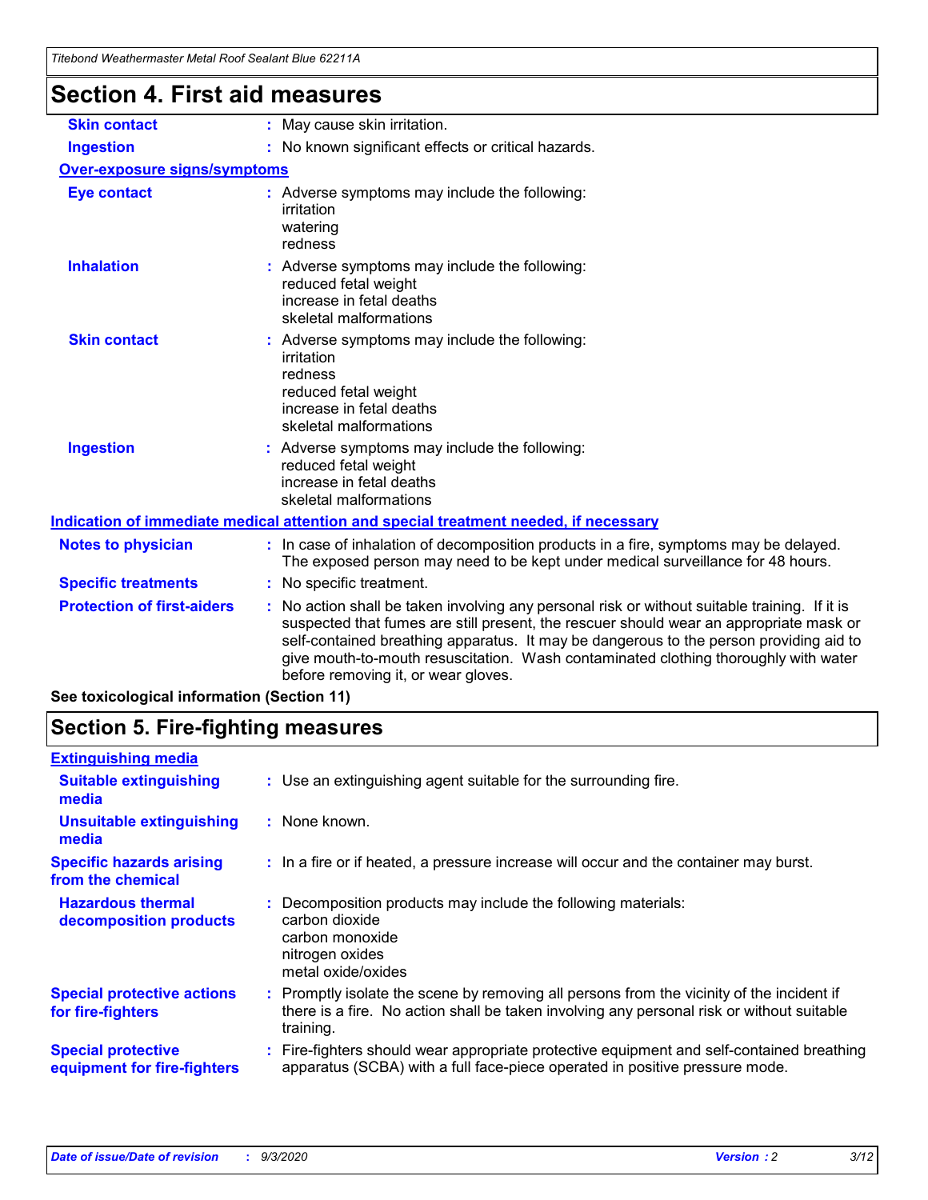# Section 4. First aid measures

| | |
|---|---|
| **Skin contact** | : May cause skin irritation. |
| **Ingestion** | : No known significant effects or critical hazards. |

**Over-exposure signs/symptoms**

| | |
|---|---|
| **Eye contact** | : Adverse symptoms may include the following:<br>irritation<br>watering<br>redness |
| **Inhalation** | : Adverse symptoms may include the following:<br>reduced fetal weight<br>increase in fetal deaths<br>skeletal malformations |
| **Skin contact** | : Adverse symptoms may include the following:<br>irritation<br>redness<br>reduced fetal weight<br>increase in fetal deaths<br>skeletal malformations |
| **Ingestion** | : Adverse symptoms may include the following:<br>reduced fetal weight<br>increase in fetal deaths<br>skeletal malformations |

**Indication of immediate medical attention and special treatment needed, if necessary**

| | |
|---|---|
| **Notes to physician** | : In case of inhalation of decomposition products in a fire, symptoms may be delayed. The exposed person may need to be kept under medical surveillance for 48 hours. |
| **Specific treatments** | : No specific treatment. |
| **Protection of first-aiders** | : No action shall be taken involving any personal risk or without suitable training. If it is suspected that fumes are still present, the rescuer should wear an appropriate mask or self-contained breathing apparatus. It may be dangerous to the person providing aid to give mouth-to-mouth resuscitation. Wash contaminated clothing thoroughly with water before removing it, or wear gloves. |

**See toxicological information (Section 11)**

# Section 5. Fire-fighting measures

**Extinguishing media**

| | |
|---|---|
| **Suitable extinguishing media** | : Use an extinguishing agent suitable for the surrounding fire. |
| **Unsuitable extinguishing media** | : None known. |
| **Specific hazards arising from the chemical** | : In a fire or if heated, a pressure increase will occur and the container may burst. |
| **Hazardous thermal decomposition products** | : Decomposition products may include the following materials:<br>carbon dioxide<br>carbon monoxide<br>nitrogen oxides<br>metal oxide/oxides |
| **Special protective actions for fire-fighters** | : Promptly isolate the scene by removing all persons from the vicinity of the incident if there is a fire. No action shall be taken involving any personal risk or without suitable training. |
| **Special protective equipment for fire-fighters** | : Fire-fighters should wear appropriate protective equipment and self-contained breathing apparatus (SCBA) with a full face-piece operated in positive pressure mode. |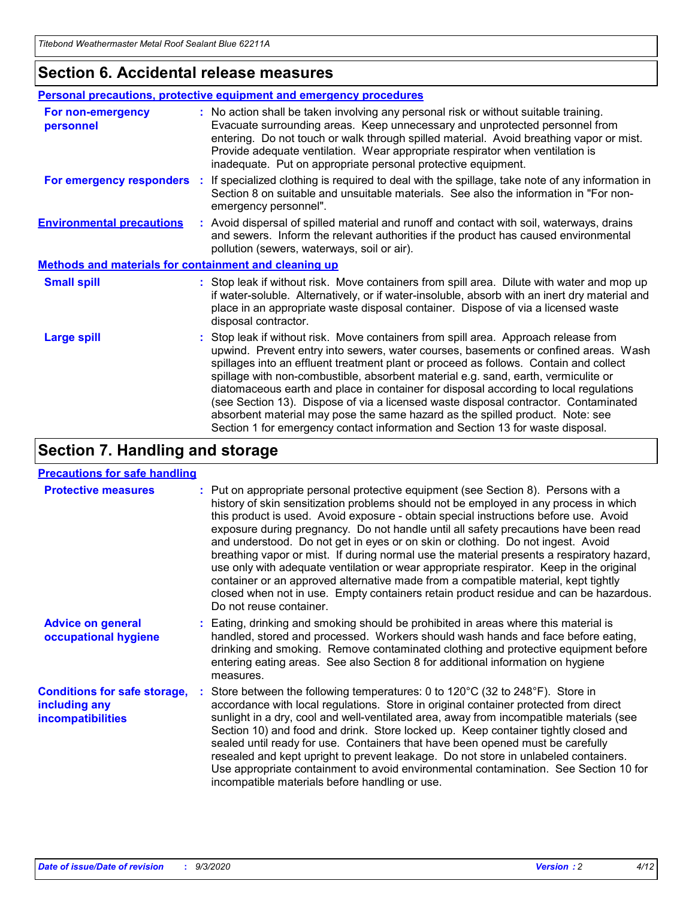## Section 6. Accidental release measures

### Personal precautions, protective equipment and emergency procedures

**For non-emergency personnel** : No action shall be taken involving any personal risk or without suitable training. Evacuate surrounding areas. Keep unnecessary and unprotected personnel from entering. Do not touch or walk through spilled material. Avoid breathing vapor or mist. Provide adequate ventilation. Wear appropriate respirator when ventilation is inadequate. Put on appropriate personal protective equipment.

**For emergency responders** : If specialized clothing is required to deal with the spillage, take note of any information in Section 8 on suitable and unsuitable materials. See also the information in "For non-emergency personnel".

**Environmental precautions** : Avoid dispersal of spilled material and runoff and contact with soil, waterways, drains and sewers. Inform the relevant authorities if the product has caused environmental pollution (sewers, waterways, soil or air).

### Methods and materials for containment and cleaning up

**Small spill** : Stop leak if without risk. Move containers from spill area. Dilute with water and mop up if water-soluble. Alternatively, or if water-insoluble, absorb with an inert dry material and place in an appropriate waste disposal container. Dispose of via a licensed waste disposal contractor.

**Large spill** : Stop leak if without risk. Move containers from spill area. Approach release from upwind. Prevent entry into sewers, water courses, basements or confined areas. Wash spillages into an effluent treatment plant or proceed as follows. Contain and collect spillage with non-combustible, absorbent material e.g. sand, earth, vermiculite or diatomaceous earth and place in container for disposal according to local regulations (see Section 13). Dispose of via a licensed waste disposal contractor. Contaminated absorbent material may pose the same hazard as the spilled product. Note: see Section 1 for emergency contact information and Section 13 for waste disposal.

## Section 7. Handling and storage

### Precautions for safe handling

**Protective measures** : Put on appropriate personal protective equipment (see Section 8). Persons with a history of skin sensitization problems should not be employed in any process in which this product is used. Avoid exposure - obtain special instructions before use. Avoid exposure during pregnancy. Do not handle until all safety precautions have been read and understood. Do not get in eyes or on skin or clothing. Do not ingest. Avoid breathing vapor or mist. If during normal use the material presents a respiratory hazard, use only with adequate ventilation or wear appropriate respirator. Keep in the original container or an approved alternative made from a compatible material, kept tightly closed when not in use. Empty containers retain product residue and can be hazardous. Do not reuse container.

**Advice on general occupational hygiene** : Eating, drinking and smoking should be prohibited in areas where this material is handled, stored and processed. Workers should wash hands and face before eating, drinking and smoking. Remove contaminated clothing and protective equipment before entering eating areas. See also Section 8 for additional information on hygiene measures.

**Conditions for safe storage, including any incompatibilities** : Store between the following temperatures: 0 to 120°C (32 to 248°F). Store in accordance with local regulations. Store in original container protected from direct sunlight in a dry, cool and well-ventilated area, away from incompatible materials (see Section 10) and food and drink. Store locked up. Keep container tightly closed and sealed until ready for use. Containers that have been opened must be carefully resealed and kept upright to prevent leakage. Do not store in unlabeled containers. Use appropriate containment to avoid environmental contamination. See Section 10 for incompatible materials before handling or use.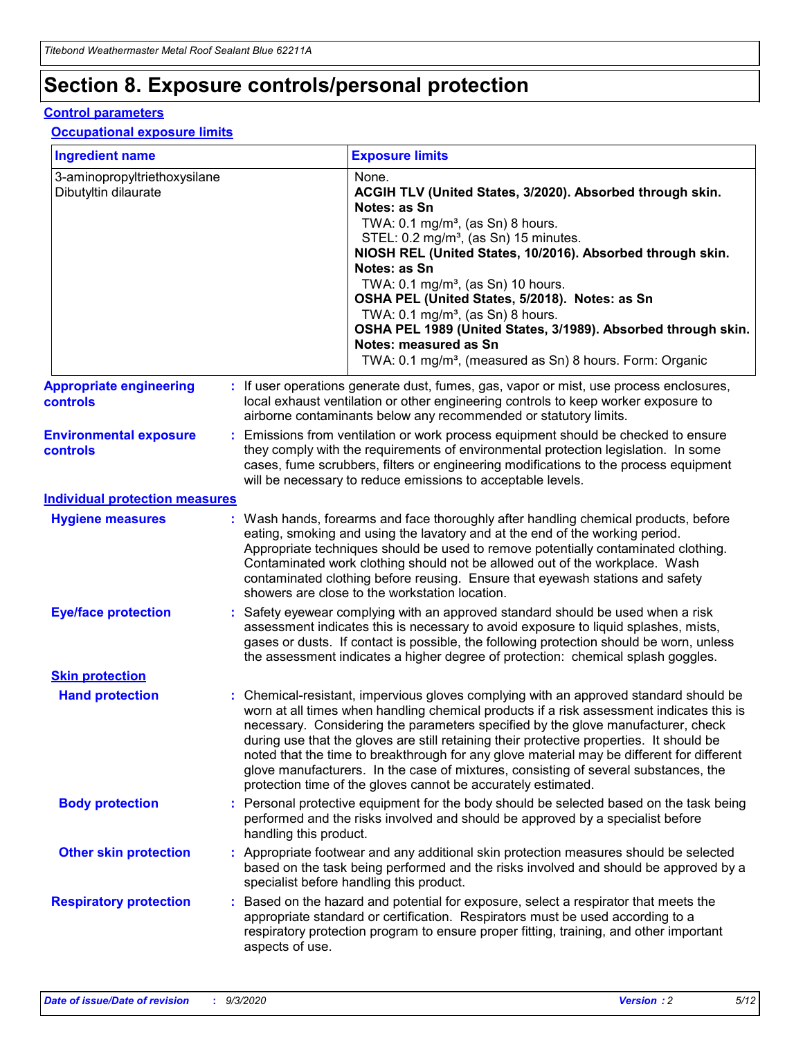# Section 8. Exposure controls/personal protection

## Control parameters

### Occupational exposure limits

| Ingredient name | Exposure limits |
|---|---|
| 3-aminopropyltriethoxysilane | None. |
| Dibutyltin dilaurate | **ACGIH TLV (United States, 3/2020). Absorbed through skin. Notes: as Sn**<br>TWA: 0.1 mg/m³, (as Sn) 8 hours.<br>STEL: 0.2 mg/m³, (as Sn) 15 minutes.<br>**NIOSH REL (United States, 10/2016). Absorbed through skin. Notes: as Sn**<br>TWA: 0.1 mg/m³, (as Sn) 10 hours.<br>**OSHA PEL (United States, 5/2018). Notes: as Sn**<br>TWA: 0.1 mg/m³, (as Sn) 8 hours.<br>**OSHA PEL 1989 (United States, 3/1989). Absorbed through skin. Notes: measured as Sn**<br>TWA: 0.1 mg/m³, (measured as Sn) 8 hours. Form: Organic |

**Appropriate engineering controls** : If user operations generate dust, fumes, gas, vapor or mist, use process enclosures, local exhaust ventilation or other engineering controls to keep worker exposure to airborne contaminants below any recommended or statutory limits.

**Environmental exposure controls** : Emissions from ventilation or work process equipment should be checked to ensure they comply with the requirements of environmental protection legislation. In some cases, fume scrubbers, filters or engineering modifications to the process equipment will be necessary to reduce emissions to acceptable levels.

## Individual protection measures

**Hygiene measures** : Wash hands, forearms and face thoroughly after handling chemical products, before eating, smoking and using the lavatory and at the end of the working period. Appropriate techniques should be used to remove potentially contaminated clothing. Contaminated work clothing should not be allowed out of the workplace. Wash contaminated clothing before reusing. Ensure that eyewash stations and safety showers are close to the workstation location.

**Eye/face protection** : Safety eyewear complying with an approved standard should be used when a risk assessment indicates this is necessary to avoid exposure to liquid splashes, mists, gases or dusts. If contact is possible, the following protection should be worn, unless the assessment indicates a higher degree of protection: chemical splash goggles.

### Skin protection

**Hand protection** : Chemical-resistant, impervious gloves complying with an approved standard should be worn at all times when handling chemical products if a risk assessment indicates this is necessary. Considering the parameters specified by the glove manufacturer, check during use that the gloves are still retaining their protective properties. It should be noted that the time to breakthrough for any glove material may be different for different glove manufacturers. In the case of mixtures, consisting of several substances, the protection time of the gloves cannot be accurately estimated.

**Body protection** : Personal protective equipment for the body should be selected based on the task being performed and the risks involved and should be approved by a specialist before handling this product.

**Other skin protection** : Appropriate footwear and any additional skin protection measures should be selected based on the task being performed and the risks involved and should be approved by a specialist before handling this product.

**Respiratory protection** : Based on the hazard and potential for exposure, select a respirator that meets the appropriate standard or certification. Respirators must be used according to a respiratory protection program to ensure proper fitting, training, and other important aspects of use.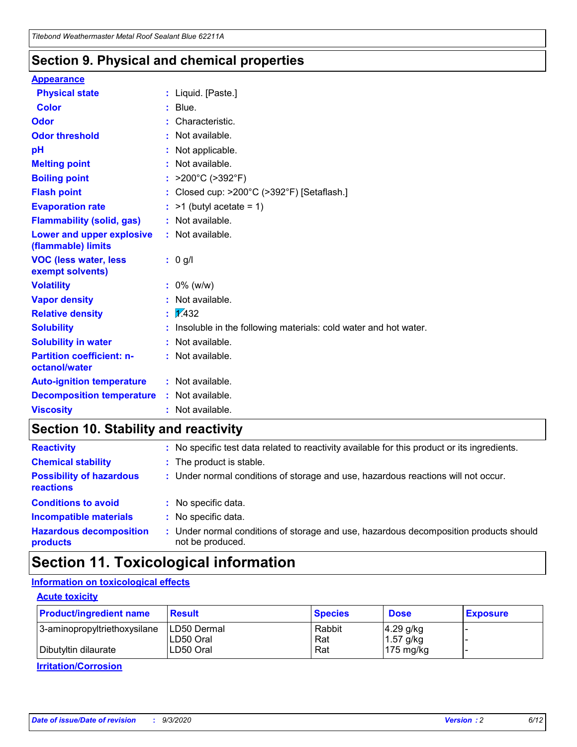## Section 9. Physical and chemical properties

**Appearance**

| | | |
|---|---|---|
| **Physical state** | : | Liquid. [Paste.] |
| **Color** | : | Blue. |
| **Odor** | : | Characteristic. |
| **Odor threshold** | : | Not available. |
| **pH** | : | Not applicable. |
| **Melting point** | : | Not available. |
| **Boiling point** | : | >200°C (>392°F) |
| **Flash point** | : | Closed cup: >200°C (>392°F) [Setaflash.] |
| **Evaporation rate** | : | >1 (butyl acetate = 1) |
| **Flammability (solid, gas)** | : | Not available. |
| **Lower and upper explosive (flammable) limits** | : | Not available. |
| **VOC (less water, less exempt solvents)** | : | 0 g/l |
| **Volatility** | : | 0% (w/w) |
| **Vapor density** | : | Not available. |
| **Relative density** | : | 1.432 |
| **Solubility** | : | Insoluble in the following materials: cold water and hot water. |
| **Solubility in water** | : | Not available. |
| **Partition coefficient: n-octanol/water** | : | Not available. |
| **Auto-ignition temperature** | : | Not available. |
| **Decomposition temperature** | : | Not available. |
| **Viscosity** | : | Not available. |

## Section 10. Stability and reactivity

| | | |
|---|---|---|
| **Reactivity** | : | No specific test data related to reactivity available for this product or its ingredients. |
| **Chemical stability** | : | The product is stable. |
| **Possibility of hazardous reactions** | : | Under normal conditions of storage and use, hazardous reactions will not occur. |
| **Conditions to avoid** | : | No specific data. |
| **Incompatible materials** | : | No specific data. |
| **Hazardous decomposition products** | : | Under normal conditions of storage and use, hazardous decomposition products should not be produced. |

## Section 11. Toxicological information

**Information on toxicological effects**

**Acute toxicity**

| Product/ingredient name | Result | Species | Dose | Exposure |
|---|---|---|---|---|
| 3-aminopropyltriethoxysilane | LD50 Dermal | Rabbit | 4.29 g/kg | - |
| | LD50 Oral | Rat | 1.57 g/kg | - |
| Dibutyltin dilaurate | LD50 Oral | Rat | 175 mg/kg | - |

**Irritation/Corrosion**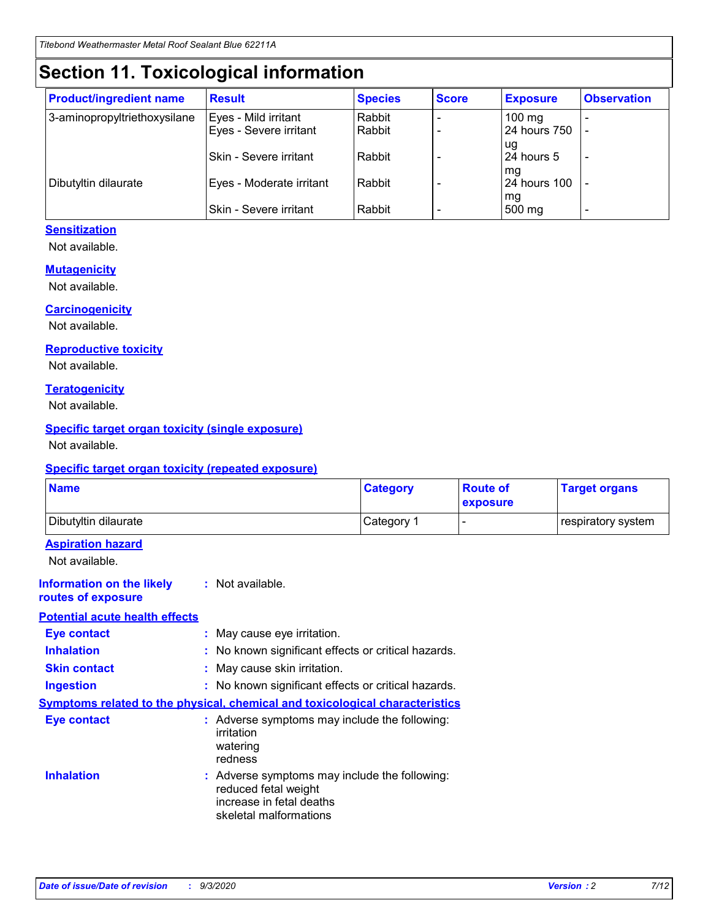# Section 11. Toxicological information

| Product/ingredient name | Result | Species | Score | Exposure | Observation |
|---|---|---|---|---|---|
| 3-aminopropyltriethoxysilane | Eyes - Mild irritant | Rabbit | - | 100 mg | - |
| | Eyes - Severe irritant | Rabbit | - | 24 hours 750 ug | - |
| | Skin - Severe irritant | Rabbit | - | 24 hours 5 mg | - |
| Dibutyltin dilaurate | Eyes - Moderate irritant | Rabbit | - | 24 hours 100 mg | - |
| | Skin - Severe irritant | Rabbit | - | 500 mg | - |

### Sensitization

Not available.

### Mutagenicity

Not available.

### Carcinogenicity

Not available.

### Reproductive toxicity

Not available.

### Teratogenicity

Not available.

### Specific target organ toxicity (single exposure)

Not available.

### Specific target organ toxicity (repeated exposure)

| Name | Category | Route of exposure | Target organs |
|---|---|---|---|
| Dibutyltin dilaurate | Category 1 | - | respiratory system |

### Aspiration hazard

Not available.

**Information on the likely routes of exposure** : Not available.

### Potential acute health effects

**Eye contact** : May cause eye irritation.

**Inhalation** : No known significant effects or critical hazards.

**Skin contact** : May cause skin irritation.

**Ingestion** : No known significant effects or critical hazards.

### Symptoms related to the physical, chemical and toxicological characteristics

**Eye contact** : Adverse symptoms may include the following:
irritation
watering
redness

**Inhalation** : Adverse symptoms may include the following:
reduced fetal weight
increase in fetal deaths
skeletal malformations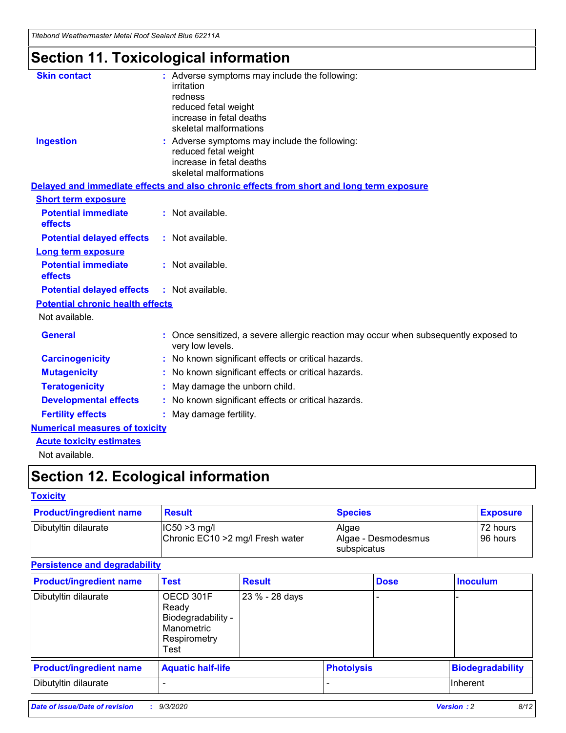# Section 11. Toxicological information

**Skin contact** : Adverse symptoms may include the following:
irritation
redness
reduced fetal weight
increase in fetal deaths
skeletal malformations

**Ingestion** : Adverse symptoms may include the following:
reduced fetal weight
increase in fetal deaths
skeletal malformations

**Delayed and immediate effects and also chronic effects from short and long term exposure**

**Short term exposure**

**Potential immediate effects** : Not available.

**Potential delayed effects** : Not available.

**Long term exposure**

**Potential immediate effects** : Not available.

**Potential delayed effects** : Not available.

**Potential chronic health effects**

Not available.

**General** : Once sensitized, a severe allergic reaction may occur when subsequently exposed to very low levels.

**Carcinogenicity** : No known significant effects or critical hazards.

**Mutagenicity** : No known significant effects or critical hazards.

**Teratogenicity** : May damage the unborn child.

**Developmental effects** : No known significant effects or critical hazards.

**Fertility effects** : May damage fertility.

**Numerical measures of toxicity**

**Acute toxicity estimates**

Not available.

# Section 12. Ecological information

**Toxicity**

| Product/ingredient name | Result | Species | Exposure |
|---|---|---|---|
| Dibutyltin dilaurate | IC50 >3 mg/l<br>Chronic EC10 >2 mg/l Fresh water | Algae<br>Algae - Desmodesmus subspicatus | 72 hours<br>96 hours |

**Persistence and degradability**

| Product/ingredient name | Test | Result | Dose | Inoculum |
|---|---|---|---|---|
| Dibutyltin dilaurate | OECD 301F Ready Biodegradability - Manometric Respirometry Test | 23 % - 28 days | - | - |

| Product/ingredient name | Aquatic half-life | Photolysis | Biodegradability |
|---|---|---|---|
| Dibutyltin dilaurate | - | - | Inherent |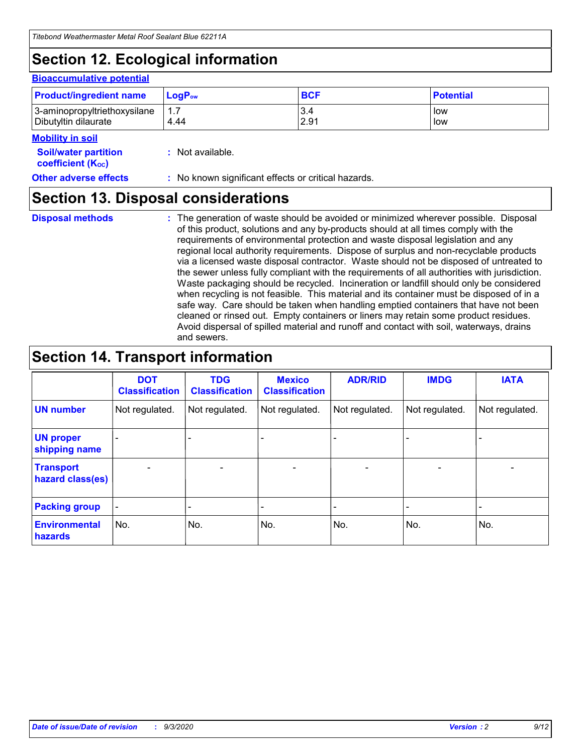# Section 12. Ecological information

### Bioaccumulative potential

| Product/ingredient name | $LogP_{ow}$ | BCF | Potential |
|---|---|---|---|
| 3-aminopropyltriethoxysilane | 1.7 | 3.4 | low |
| Dibutyltin dilaurate | 4.44 | 2.91 | low |

### Mobility in soil

**Soil/water partition coefficient ($K_{OC}$)** : Not available.

**Other adverse effects** : No known significant effects or critical hazards.

# Section 13. Disposal considerations

**Disposal methods** : The generation of waste should be avoided or minimized wherever possible. Disposal of this product, solutions and any by-products should at all times comply with the requirements of environmental protection and waste disposal legislation and any regional local authority requirements. Dispose of surplus and non-recyclable products via a licensed waste disposal contractor. Waste should not be disposed of untreated to the sewer unless fully compliant with the requirements of all authorities with jurisdiction. Waste packaging should be recycled. Incineration or landfill should only be considered when recycling is not feasible. This material and its container must be disposed of in a safe way. Care should be taken when handling emptied containers that have not been cleaned or rinsed out. Empty containers or liners may retain some product residues. Avoid dispersal of spilled material and runoff and contact with soil, waterways, drains and sewers.

# Section 14. Transport information

| | DOT Classification | TDG Classification | Mexico Classification | ADR/RID | IMDG | IATA |
|---|---|---|---|---|---|---|
| **UN number** | Not regulated. | Not regulated. | Not regulated. | Not regulated. | Not regulated. | Not regulated. |
| **UN proper shipping name** | - | - | - | - | - | - |
| **Transport hazard class(es)** | - | - | - | - | - | - |
| **Packing group** | - | - | - | - | - | - |
| **Environmental hazards** | No. | No. | No. | No. | No. | No. |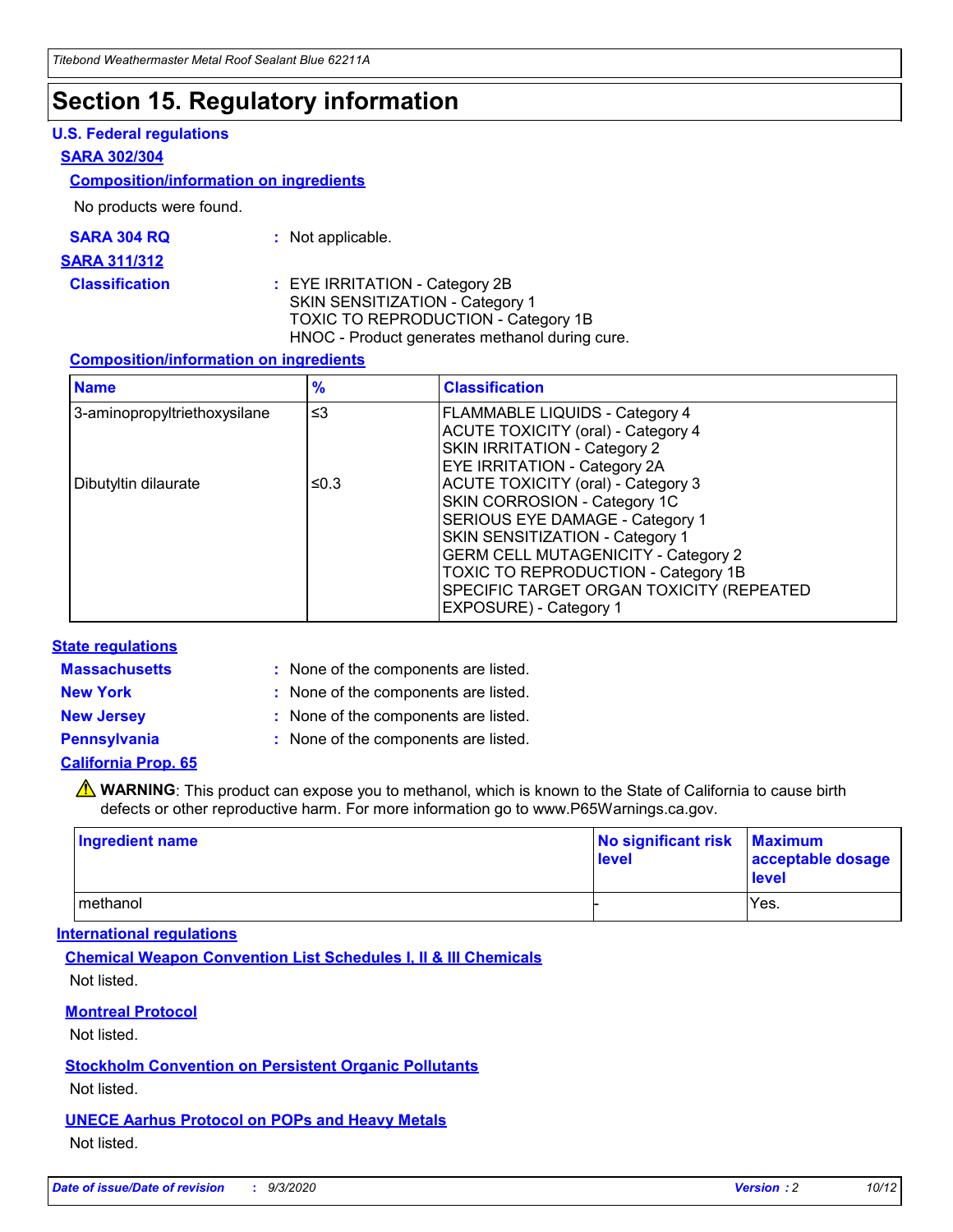# Section 15. Regulatory information

### U.S. Federal regulations

#### SARA 302/304

##### Composition/information on ingredients

No products were found.

**SARA 304 RQ** : Not applicable.

#### SARA 311/312

**Classification** : EYE IRRITATION - Category 2B
SKIN SENSITIZATION - Category 1
TOXIC TO REPRODUCTION - Category 1B
HNOC - Product generates methanol during cure.

##### Composition/information on ingredients

| Name | % | Classification |
|---|---|---|
| 3-aminopropyltriethoxysilane | ≤3 | FLAMMABLE LIQUIDS - Category 4<br>ACUTE TOXICITY (oral) - Category 4<br>SKIN IRRITATION - Category 2<br>EYE IRRITATION - Category 2A |
| Dibutyltin dilaurate | ≤0.3 | ACUTE TOXICITY (oral) - Category 3<br>SKIN CORROSION - Category 1C<br>SERIOUS EYE DAMAGE - Category 1<br>SKIN SENSITIZATION - Category 1<br>GERM CELL MUTAGENICITY - Category 2<br>TOXIC TO REPRODUCTION - Category 1B<br>SPECIFIC TARGET ORGAN TOXICITY (REPEATED EXPOSURE) - Category 1 |

### State regulations

**Massachusetts** : None of the components are listed.

**New York** : None of the components are listed.

**New Jersey** : None of the components are listed.

**Pennsylvania** : None of the components are listed.

#### California Prop. 65

⚠ **WARNING**: This product can expose you to methanol, which is known to the State of California to cause birth defects or other reproductive harm. For more information go to www.P65Warnings.ca.gov.

| Ingredient name | No significant risk level | Maximum acceptable dosage level |
|---|---|---|
| methanol | - | Yes. |

### International regulations

#### Chemical Weapon Convention List Schedules I, II & III Chemicals

Not listed.

#### Montreal Protocol

Not listed.

#### Stockholm Convention on Persistent Organic Pollutants

Not listed.

#### UNECE Aarhus Protocol on POPs and Heavy Metals

Not listed.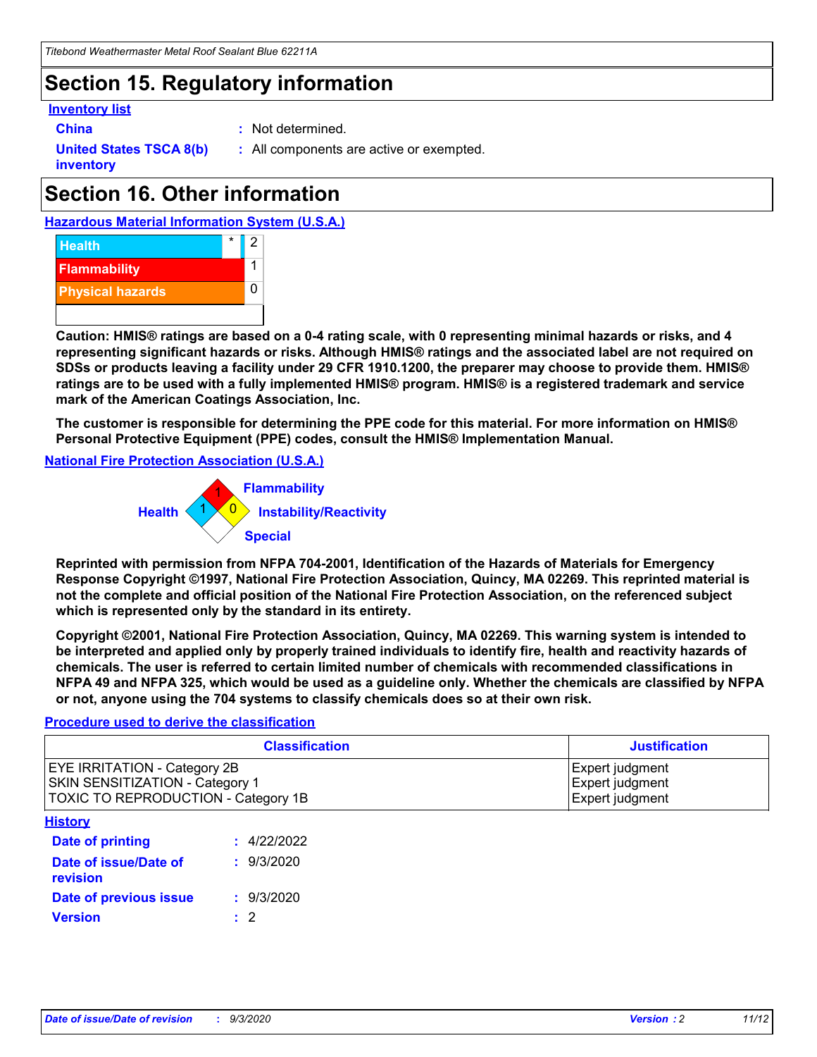## Section 15. Regulatory information

**Inventory list**

**China** : Not determined.

**United States TSCA 8(b) inventory** : All components are active or exempted.

## Section 16. Other information

**Hazardous Material Information System (U.S.A.)**

| | | |
|---|---|---|
| Health | * | 2 |
| Flammability | | 1 |
| Physical hazards | | 0 |

**Caution: HMIS® ratings are based on a 0-4 rating scale, with 0 representing minimal hazards or risks, and 4 representing significant hazards or risks. Although HMIS® ratings and the associated label are not required on SDSs or products leaving a facility under 29 CFR 1910.1200, the preparer may choose to provide them. HMIS® ratings are to be used with a fully implemented HMIS® program. HMIS® is a registered trademark and service mark of the American Coatings Association, Inc.**

**The customer is responsible for determining the PPE code for this material. For more information on HMIS® Personal Protective Equipment (PPE) codes, consult the HMIS® Implementation Manual.**

**National Fire Protection Association (U.S.A.)**

Flammability: 1
Health: 1
Instability/Reactivity: 0
Special:

**Reprinted with permission from NFPA 704-2001, Identification of the Hazards of Materials for Emergency Response Copyright ©1997, National Fire Protection Association, Quincy, MA 02269. This reprinted material is not the complete and official position of the National Fire Protection Association, on the referenced subject which is represented only by the standard in its entirety.**

**Copyright ©2001, National Fire Protection Association, Quincy, MA 02269. This warning system is intended to be interpreted and applied only by properly trained individuals to identify fire, health and reactivity hazards of chemicals. The user is referred to certain limited number of chemicals with recommended classifications in NFPA 49 and NFPA 325, which would be used as a guideline only. Whether the chemicals are classified by NFPA or not, anyone using the 704 systems to classify chemicals does so at their own risk.**

**Procedure used to derive the classification**

| Classification | Justification |
|---|---|
| EYE IRRITATION - Category 2B | Expert judgment |
| SKIN SENSITIZATION - Category 1 | Expert judgment |
| TOXIC TO REPRODUCTION - Category 1B | Expert judgment |

**History**

**Date of printing** : 4/22/2022

**Date of issue/Date of revision** : 9/3/2020

**Date of previous issue** : 9/3/2020

**Version** : 2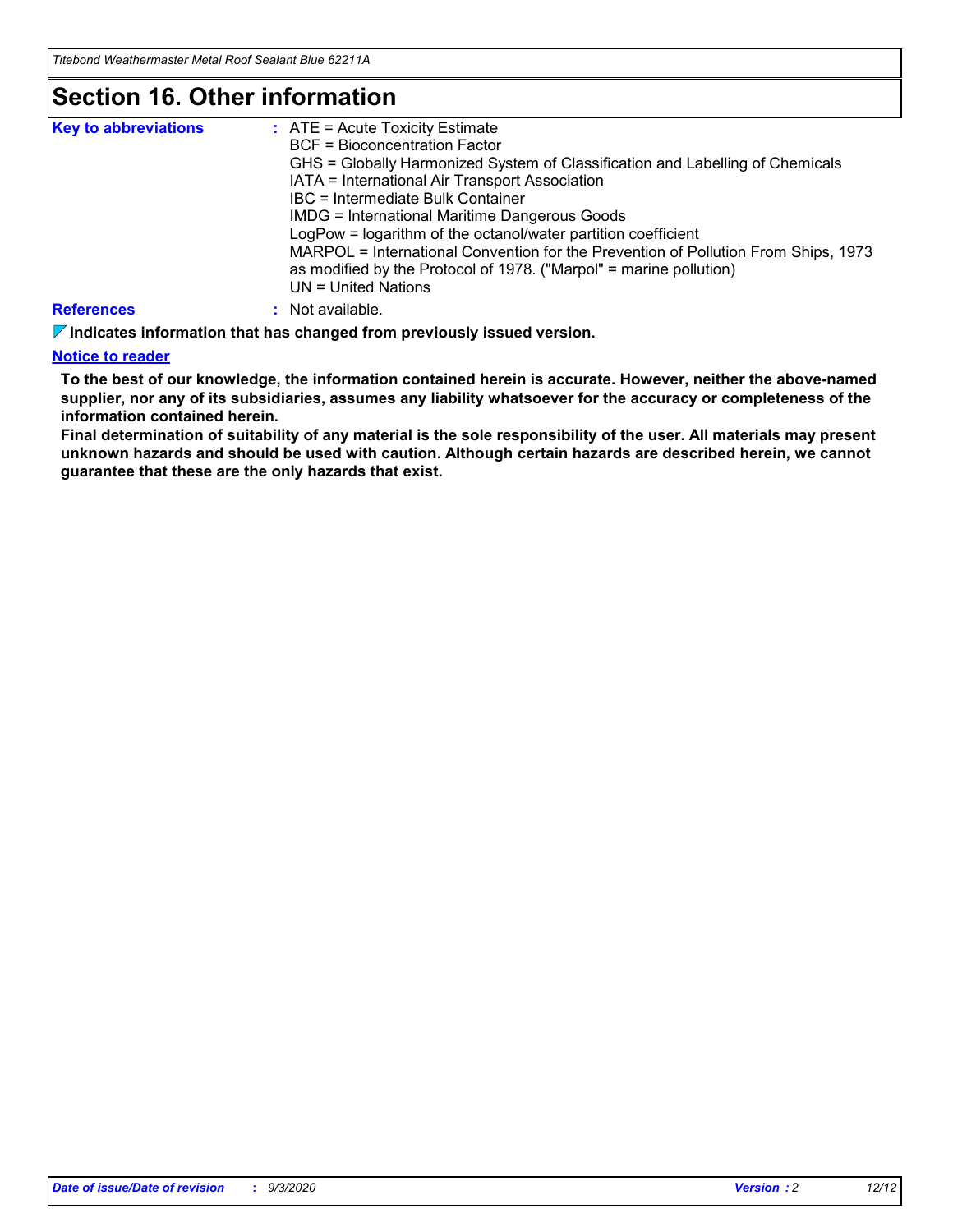# Section 16. Other information

**Key to abbreviations** : ATE = Acute Toxicity Estimate
BCF = Bioconcentration Factor
GHS = Globally Harmonized System of Classification and Labelling of Chemicals
IATA = International Air Transport Association
IBC = Intermediate Bulk Container
IMDG = International Maritime Dangerous Goods
LogPow = logarithm of the octanol/water partition coefficient
MARPOL = International Convention for the Prevention of Pollution From Ships, 1973 as modified by the Protocol of 1978. ("Marpol" = marine pollution)
UN = United Nations

**References** : Not available.

**Indicates information that has changed from previously issued version.**

**Notice to reader**

**To the best of our knowledge, the information contained herein is accurate. However, neither the above-named supplier, nor any of its subsidiaries, assumes any liability whatsoever for the accuracy or completeness of the information contained herein.**

**Final determination of suitability of any material is the sole responsibility of the user. All materials may present unknown hazards and should be used with caution. Although certain hazards are described herein, we cannot guarantee that these are the only hazards that exist.**